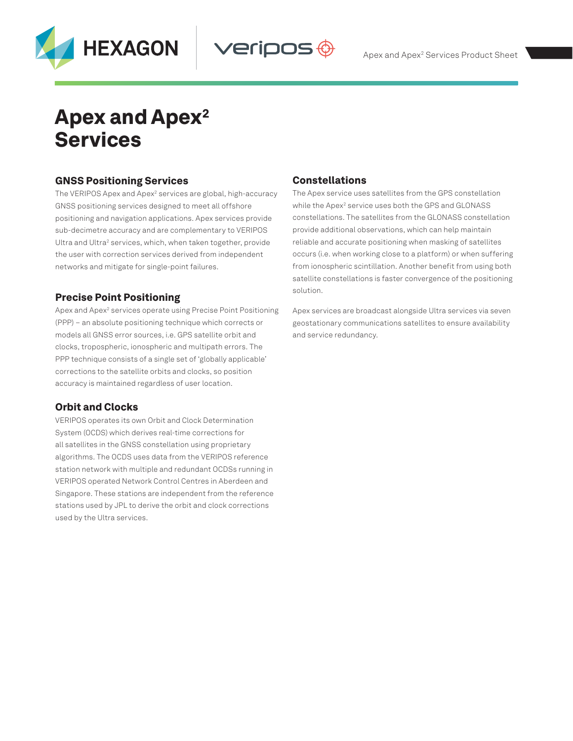# Apex and Apex² Services

## GNSS Positioning Services

The VERIPOS Apex and Apex² services are global, high-accuracy GNSS positioning services designed to meet all offshore positioning and navigation applications. Apex services provide sub-decimetre accuracy and are complementary to VERIPOS Ultra and Ultra² services, which, when taken together, provide the user with correction services derived from independent networks and mitigate for single-point failures.

## Precise Point Positioning

Apex and Apex² services operate using Precise Point Positioning (PPP) – an absolute positioning technique which corrects or models all GNSS error sources, i.e. GPS satellite orbit and clocks, tropospheric, ionospheric and multipath errors. The PPP technique consists of a single set of 'globally applicable' corrections to the satellite orbits and clocks, so position accuracy is maintained regardless of user location.

## Orbit and Clocks

VERIPOS operates its own Orbit and Clock Determination System (OCDS) which derives real-time corrections for all satellites in the GNSS constellation using proprietary algorithms. The OCDS uses data from the VERIPOS reference station network with multiple and redundant OCDSs running in VERIPOS operated Network Control Centres in Aberdeen and Singapore. These stations are independent from the reference stations used by JPL to derive the orbit and clock corrections used by the Ultra services.

## Constellations

The Apex service uses satellites from the GPS constellation while the Apex² service uses both the GPS and GLONASS constellations. The satellites from the GLONASS constellation provide additional observations, which can help maintain reliable and accurate positioning when masking of satellites occurs (i.e. when working close to a platform) or when suffering from ionospheric scintillation. Another benefit from using both satellite constellations is faster convergence of the positioning solution.

Apex services are broadcast alongside Ultra services via seven geostationary communications satellites to ensure availability and service redundancy.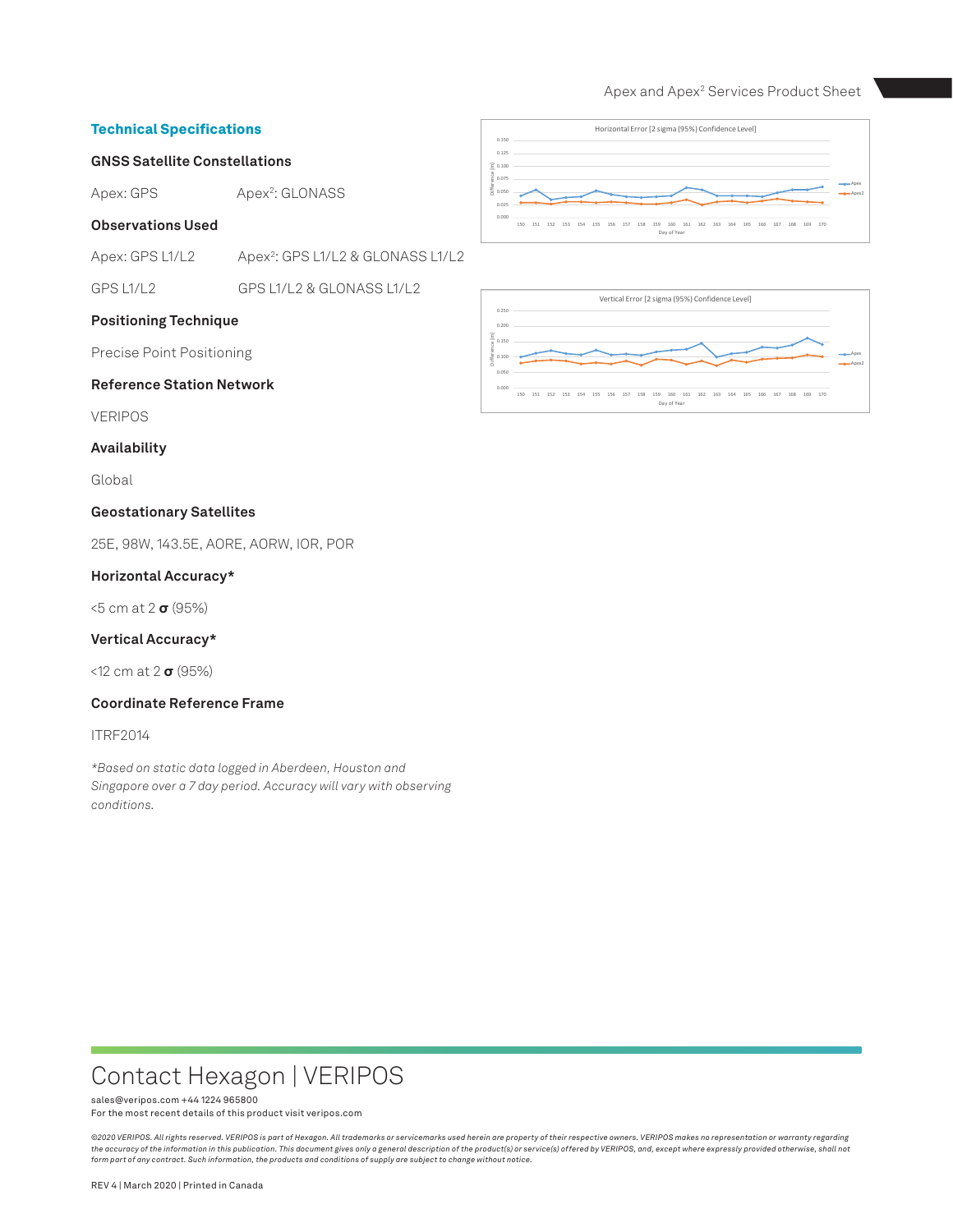## Technical Specifications

### GNSS Satellite Constellations

Apex: GPS Apex²: GLONASS

### Observations Used

Apex: GPS L1/L2 Apex²: GPS L1/L2 & GLONASS L1/L2

GPS L1/L2 GPS L1/L2 & GLONASS L1/L2

### Positioning Technique

Precise Point Positioning

### Reference Station Network

VERIPOS

### Availability

Global

### Geostationary Satellites

25E, 98W, 143.5E, AORE, AORW, IOR, POR

### Horizontal Accuracy*

<5 cm at 2 $\sigma$ (95%)

### Vertical Accuracy*

<12 cm at 2 $\sigma$ (95%)

### Coordinate Reference Frame

ITRF2014

*\*Based on static data logged in Aberdeen, Houston and Singapore over a 7 day period. Accuracy will vary with observing conditions.*

Horizontal Error [2 sigma (95%) Confidence Level]

0.150
0.125
0.100
0.075
0.050
0.025
0.000

Difference [m]

150 151 152 153 154 155 156 157 158 159 160 161 162 163 164 165 166 167 168 169 170

Day of Year

Apex
Apex2

Vertical Error [2 sigma (95%) Confidence Level]

0.250
0.200
0.150
0.100
0.050
0.000

Difference [m]

150 151 152 153 154 155 156 157 158 159 160 161 162 163 164 165 166 167 168 169 170

Day of Year

Apex
Apex2

## Contact Hexagon | VERIPOS

sales@veripos.com +44 1224 965800
For the most recent details of this product visit veripos.com

*©2020 VERIPOS. All rights reserved. VERIPOS is part of Hexagon. All trademarks or servicemarks used herein are property of their respective owners. VERIPOS makes no representation or warranty regarding the accuracy of the information in this publication. This document gives only a general description of the product(s) or service(s) offered by VERIPOS, and, except where expressly provided otherwise, shall not form part of any contract. Such information, the products and conditions of supply are subject to change without notice.*

REV 4 | March 2020 | Printed in Canada